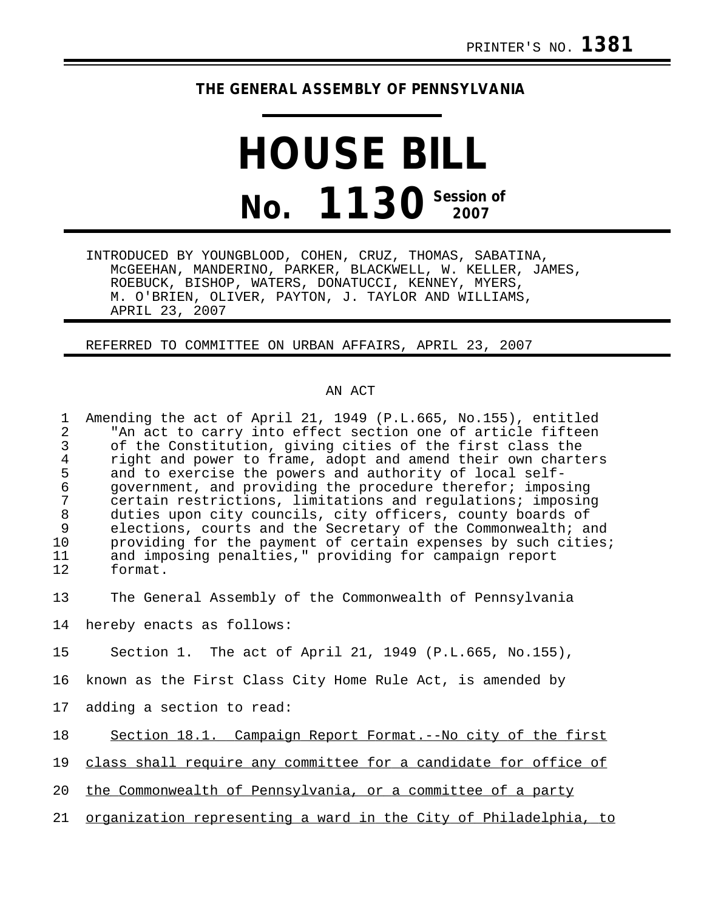PRINTER'S NO. **1381**

## THE GENERAL ASSEMBLY OF PENNSYLVANIA

# HOUSE BILL

# No. 1130 Session of 2007

INTRODUCED BY YOUNGBLOOD, COHEN, CRUZ, THOMAS, SABATINA, McGEEHAN, MANDERINO, PARKER, BLACKWELL, W. KELLER, JAMES, ROEBUCK, BISHOP, WATERS, DONATUCCI, KENNEY, MYERS, M. O'BRIEN, OLIVER, PAYTON, J. TAYLOR AND WILLIAMS, APRIL 23, 2007

REFERRED TO COMMITTEE ON URBAN AFFAIRS, APRIL 23, 2007

AN ACT

Amending the act of April 21, 1949 (P.L.665, No.155), entitled "An act to carry into effect section one of article fifteen of the Constitution, giving cities of the first class the right and power to frame, adopt and amend their own charters and to exercise the powers and authority of local self-government, and providing the procedure therefor; imposing certain restrictions, limitations and regulations; imposing duties upon city councils, city officers, county boards of elections, courts and the Secretary of the Commonwealth; and providing for the payment of certain expenses by such cities; and imposing penalties," providing for campaign report format.

The General Assembly of the Commonwealth of Pennsylvania hereby enacts as follows:

Section 1. The act of April 21, 1949 (P.L.665, No.155), known as the First Class City Home Rule Act, is amended by adding a section to read:

Section 18.1. Campaign Report Format.--No city of the first class shall require any committee for a candidate for office of the Commonwealth of Pennsylvania, or a committee of a party organization representing a ward in the City of Philadelphia, to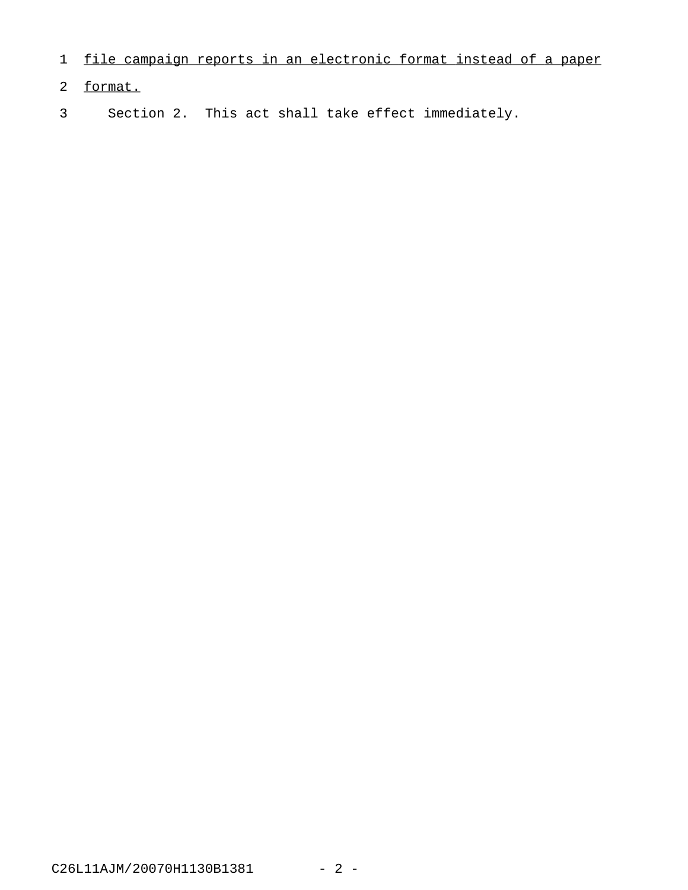file campaign reports in an electronic format instead of a paper format.

Section 2. This act shall take effect immediately.